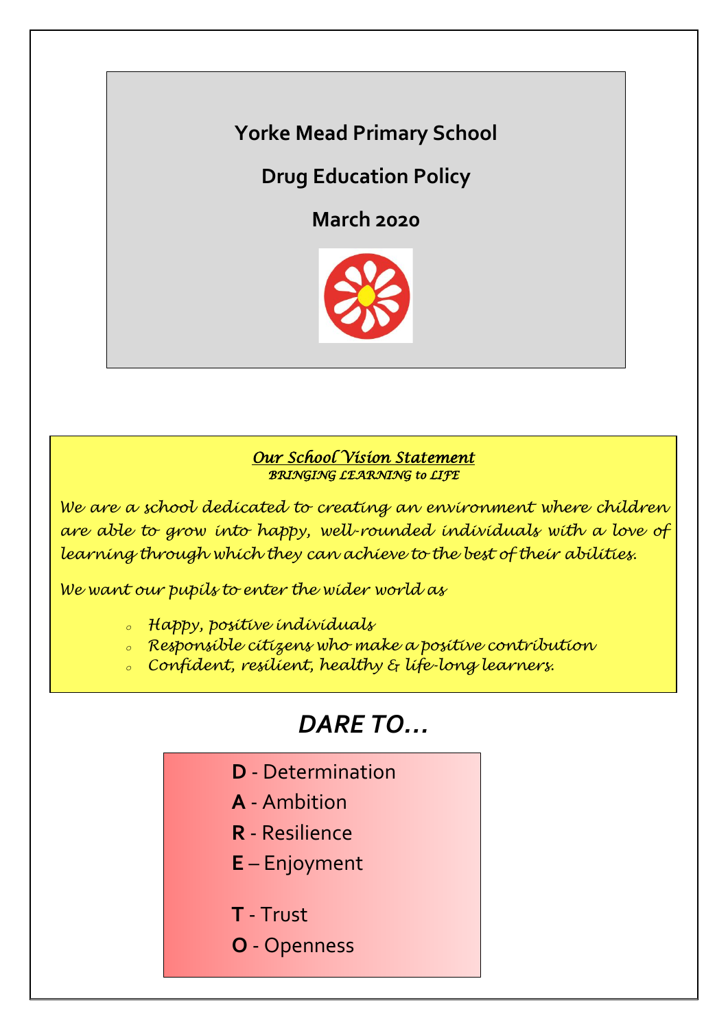# Yorke Mead Primary School

## Drug Education Policy

## March 2020

***Our School Vision Statement***

*BRINGING LEARNING to LIFE*

*We are a school dedicated to creating an environment where children are able to grow into happy, well-rounded individuals with a love of learning through which they can achieve to the best of their abilities.*

*We want our pupils to enter the wider world as*

- *Happy, positive individuals*
- *Responsible citizens who make a positive contribution*
- *Confident, resilient, healthy & life-long learners.*

## *DARE TO…*

**D** - Determination

**A** - Ambition

**R** - Resilience

**E** – Enjoyment

**T** - Trust

**O** - Openness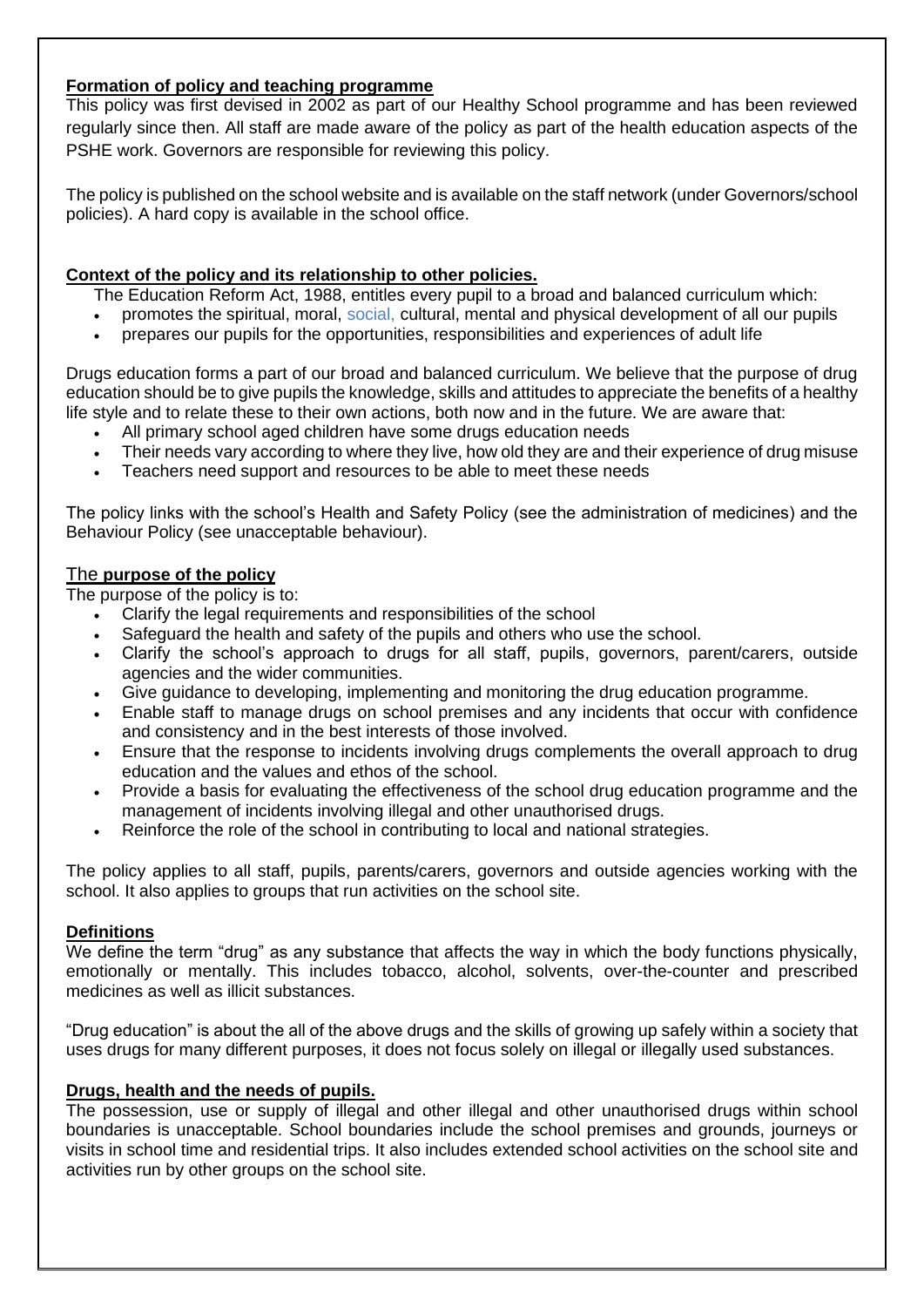**Formation of policy and teaching programme**

This policy was first devised in 2002 as part of our Healthy School programme and has been reviewed regularly since then. All staff are made aware of the policy as part of the health education aspects of the PSHE work. Governors are responsible for reviewing this policy.

The policy is published on the school website and is available on the staff network (under Governors/school policies). A hard copy is available in the school office.

**Context of the policy and its relationship to other policies.**

The Education Reform Act, 1988, entitles every pupil to a broad and balanced curriculum which:

- promotes the spiritual, moral, social, cultural, mental and physical development of all our pupils
- prepares our pupils for the opportunities, responsibilities and experiences of adult life

Drugs education forms a part of our broad and balanced curriculum. We believe that the purpose of drug education should be to give pupils the knowledge, skills and attitudes to appreciate the benefits of a healthy life style and to relate these to their own actions, both now and in the future. We are aware that:

- All primary school aged children have some drugs education needs
- Their needs vary according to where they live, how old they are and their experience of drug misuse
- Teachers need support and resources to be able to meet these needs

The policy links with the school's Health and Safety Policy (see the administration of medicines) and the Behaviour Policy (see unacceptable behaviour).

The **purpose of the policy**

The purpose of the policy is to:

- Clarify the legal requirements and responsibilities of the school
- Safeguard the health and safety of the pupils and others who use the school.
- Clarify the school's approach to drugs for all staff, pupils, governors, parent/carers, outside agencies and the wider communities.
- Give guidance to developing, implementing and monitoring the drug education programme.
- Enable staff to manage drugs on school premises and any incidents that occur with confidence and consistency and in the best interests of those involved.
- Ensure that the response to incidents involving drugs complements the overall approach to drug education and the values and ethos of the school.
- Provide a basis for evaluating the effectiveness of the school drug education programme and the management of incidents involving illegal and other unauthorised drugs.
- Reinforce the role of the school in contributing to local and national strategies.

The policy applies to all staff, pupils, parents/carers, governors and outside agencies working with the school. It also applies to groups that run activities on the school site.

**Definitions**

We define the term "drug" as any substance that affects the way in which the body functions physically, emotionally or mentally. This includes tobacco, alcohol, solvents, over-the-counter and prescribed medicines as well as illicit substances.

"Drug education" is about the all of the above drugs and the skills of growing up safely within a society that uses drugs for many different purposes, it does not focus solely on illegal or illegally used substances.

**Drugs, health and the needs of pupils.**

The possession, use or supply of illegal and other illegal and other unauthorised drugs within school boundaries is unacceptable. School boundaries include the school premises and grounds, journeys or visits in school time and residential trips. It also includes extended school activities on the school site and activities run by other groups on the school site.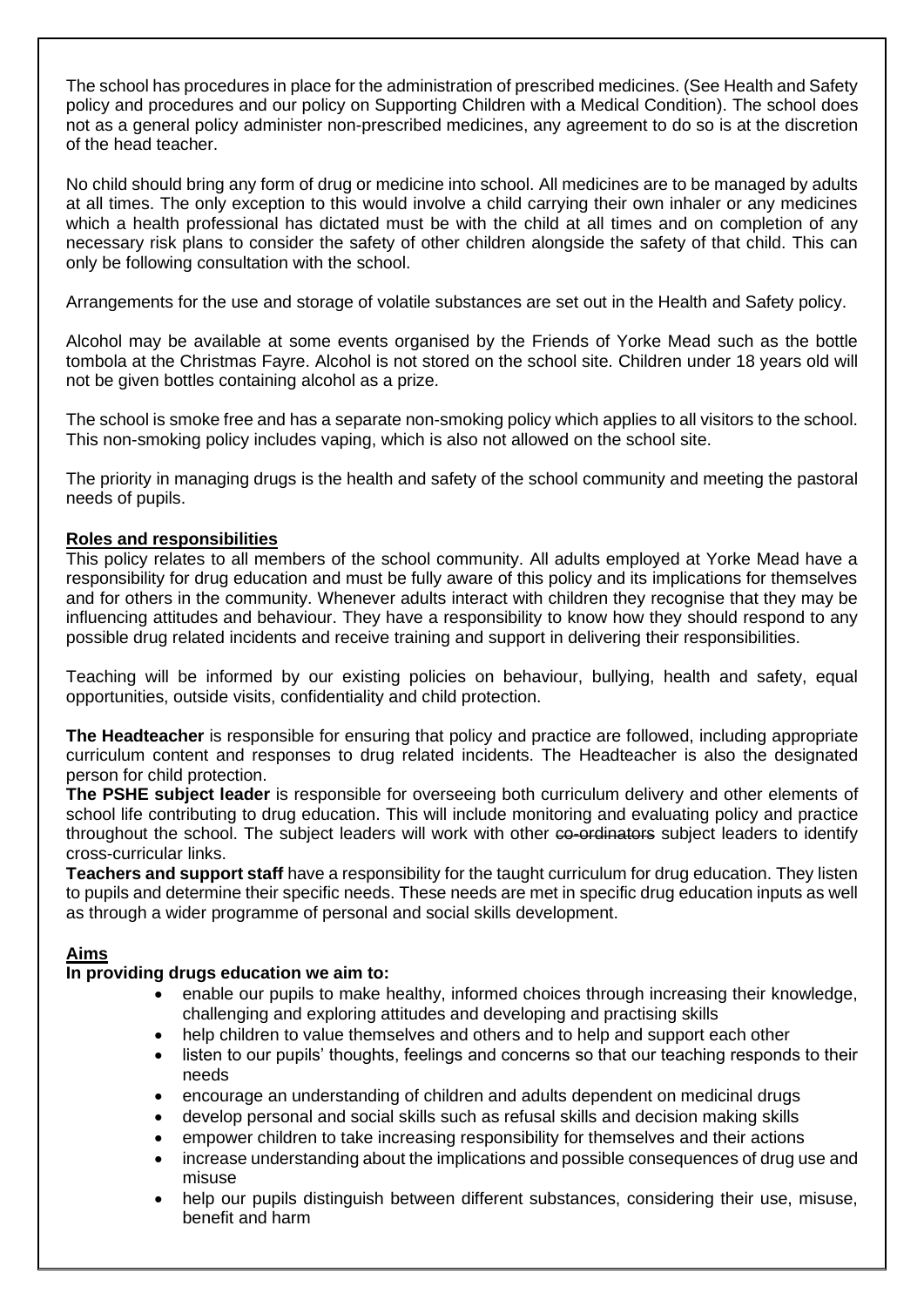The school has procedures in place for the administration of prescribed medicines. (See Health and Safety policy and procedures and our policy on Supporting Children with a Medical Condition). The school does not as a general policy administer non-prescribed medicines, any agreement to do so is at the discretion of the head teacher.

No child should bring any form of drug or medicine into school. All medicines are to be managed by adults at all times. The only exception to this would involve a child carrying their own inhaler or any medicines which a health professional has dictated must be with the child at all times and on completion of any necessary risk plans to consider the safety of other children alongside the safety of that child. This can only be following consultation with the school.

Arrangements for the use and storage of volatile substances are set out in the Health and Safety policy.

Alcohol may be available at some events organised by the Friends of Yorke Mead such as the bottle tombola at the Christmas Fayre. Alcohol is not stored on the school site. Children under 18 years old will not be given bottles containing alcohol as a prize.

The school is smoke free and has a separate non-smoking policy which applies to all visitors to the school. This non-smoking policy includes vaping, which is also not allowed on the school site.

The priority in managing drugs is the health and safety of the school community and meeting the pastoral needs of pupils.

## Roles and responsibilities

This policy relates to all members of the school community. All adults employed at Yorke Mead have a responsibility for drug education and must be fully aware of this policy and its implications for themselves and for others in the community. Whenever adults interact with children they recognise that they may be influencing attitudes and behaviour. They have a responsibility to know how they should respond to any possible drug related incidents and receive training and support in delivering their responsibilities.

Teaching will be informed by our existing policies on behaviour, bullying, health and safety, equal opportunities, outside visits, confidentiality and child protection.

**The Headteacher** is responsible for ensuring that policy and practice are followed, including appropriate curriculum content and responses to drug related incidents. The Headteacher is also the designated person for child protection.

**The PSHE subject leader** is responsible for overseeing both curriculum delivery and other elements of school life contributing to drug education. This will include monitoring and evaluating policy and practice throughout the school. The subject leaders will work with other ~~co-ordinators~~ subject leaders to identify cross-curricular links.

**Teachers and support staff** have a responsibility for the taught curriculum for drug education. They listen to pupils and determine their specific needs. These needs are met in specific drug education inputs as well as through a wider programme of personal and social skills development.

## Aims

**In providing drugs education we aim to:**

- enable our pupils to make healthy, informed choices through increasing their knowledge, challenging and exploring attitudes and developing and practising skills
- help children to value themselves and others and to help and support each other
- listen to our pupils' thoughts, feelings and concerns so that our teaching responds to their needs
- encourage an understanding of children and adults dependent on medicinal drugs
- develop personal and social skills such as refusal skills and decision making skills
- empower children to take increasing responsibility for themselves and their actions
- increase understanding about the implications and possible consequences of drug use and misuse
- help our pupils distinguish between different substances, considering their use, misuse, benefit and harm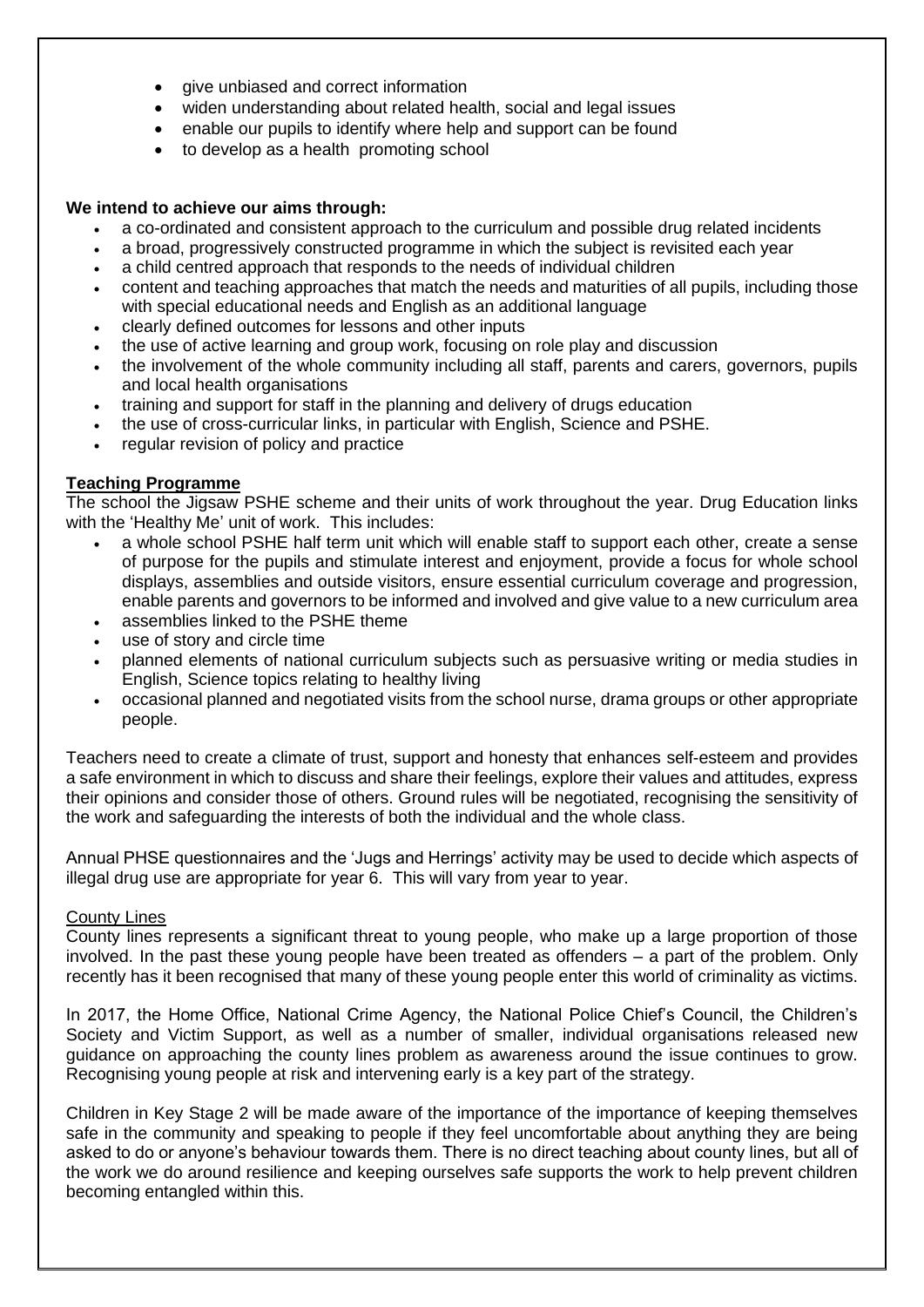- give unbiased and correct information
- widen understanding about related health, social and legal issues
- enable our pupils to identify where help and support can be found
- to develop as a health promoting school

**We intend to achieve our aims through:**

- a co-ordinated and consistent approach to the curriculum and possible drug related incidents
- a broad, progressively constructed programme in which the subject is revisited each year
- a child centred approach that responds to the needs of individual children
- content and teaching approaches that match the needs and maturities of all pupils, including those with special educational needs and English as an additional language
- clearly defined outcomes for lessons and other inputs
- the use of active learning and group work, focusing on role play and discussion
- the involvement of the whole community including all staff, parents and carers, governors, pupils and local health organisations
- training and support for staff in the planning and delivery of drugs education
- the use of cross-curricular links, in particular with English, Science and PSHE.
- regular revision of policy and practice

**Teaching Programme**

The school the Jigsaw PSHE scheme and their units of work throughout the year. Drug Education links with the 'Healthy Me' unit of work. This includes:

- a whole school PSHE half term unit which will enable staff to support each other, create a sense of purpose for the pupils and stimulate interest and enjoyment, provide a focus for whole school displays, assemblies and outside visitors, ensure essential curriculum coverage and progression, enable parents and governors to be informed and involved and give value to a new curriculum area
- assemblies linked to the PSHE theme
- use of story and circle time
- planned elements of national curriculum subjects such as persuasive writing or media studies in English, Science topics relating to healthy living
- occasional planned and negotiated visits from the school nurse, drama groups or other appropriate people.

Teachers need to create a climate of trust, support and honesty that enhances self-esteem and provides a safe environment in which to discuss and share their feelings, explore their values and attitudes, express their opinions and consider those of others. Ground rules will be negotiated, recognising the sensitivity of the work and safeguarding the interests of both the individual and the whole class.

Annual PHSE questionnaires and the 'Jugs and Herrings' activity may be used to decide which aspects of illegal drug use are appropriate for year 6. This will vary from year to year.

County Lines

County lines represents a significant threat to young people, who make up a large proportion of those involved. In the past these young people have been treated as offenders – a part of the problem. Only recently has it been recognised that many of these young people enter this world of criminality as victims.

In 2017, the Home Office, National Crime Agency, the National Police Chief's Council, the Children's Society and Victim Support, as well as a number of smaller, individual organisations released new guidance on approaching the county lines problem as awareness around the issue continues to grow. Recognising young people at risk and intervening early is a key part of the strategy.

Children in Key Stage 2 will be made aware of the importance of the importance of keeping themselves safe in the community and speaking to people if they feel uncomfortable about anything they are being asked to do or anyone's behaviour towards them. There is no direct teaching about county lines, but all of the work we do around resilience and keeping ourselves safe supports the work to help prevent children becoming entangled within this.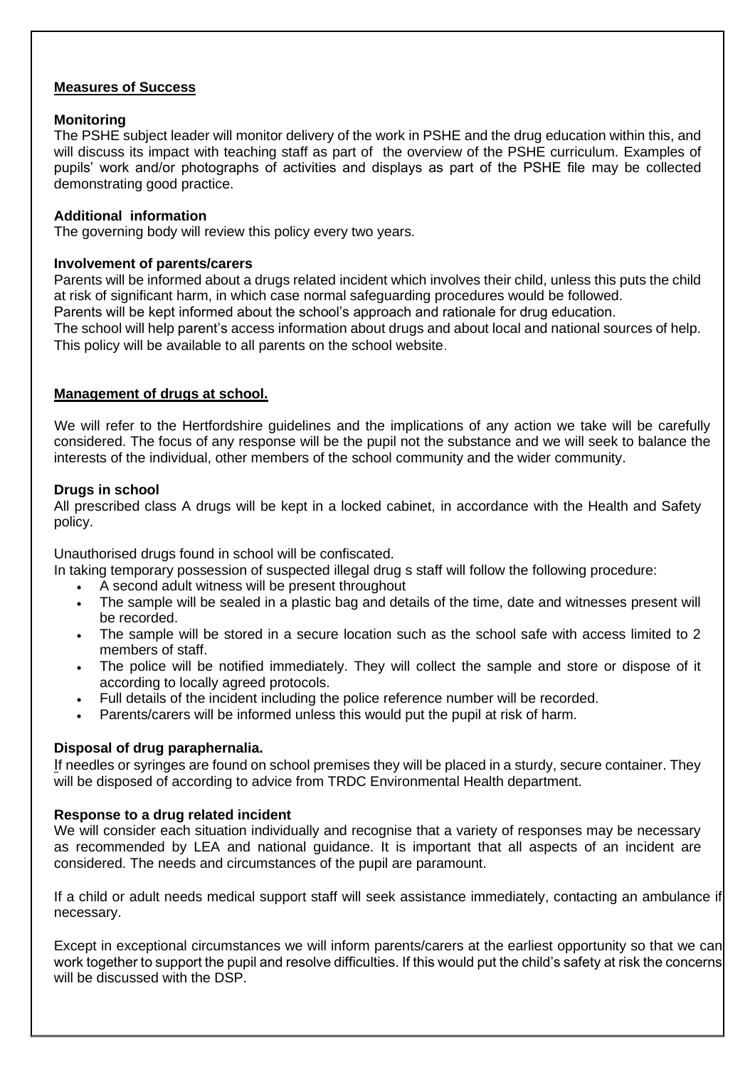## Measures of Success

### Monitoring

The PSHE subject leader will monitor delivery of the work in PSHE and the drug education within this, and will discuss its impact with teaching staff as part of the overview of the PSHE curriculum. Examples of pupils' work and/or photographs of activities and displays as part of the PSHE file may be collected demonstrating good practice.

### Additional information

The governing body will review this policy every two years.

### Involvement of parents/carers

Parents will be informed about a drugs related incident which involves their child, unless this puts the child at risk of significant harm, in which case normal safeguarding procedures would be followed.
Parents will be kept informed about the school's approach and rationale for drug education.
The school will help parent's access information about drugs and about local and national sources of help.
This policy will be available to all parents on the school website.

## Management of drugs at school.

We will refer to the Hertfordshire guidelines and the implications of any action we take will be carefully considered. The focus of any response will be the pupil not the substance and we will seek to balance the interests of the individual, other members of the school community and the wider community.

### Drugs in school

All prescribed class A drugs will be kept in a locked cabinet, in accordance with the Health and Safety policy.

Unauthorised drugs found in school will be confiscated.
In taking temporary possession of suspected illegal drug s staff will follow the following procedure:

- A second adult witness will be present throughout
- The sample will be sealed in a plastic bag and details of the time, date and witnesses present will be recorded.
- The sample will be stored in a secure location such as the school safe with access limited to 2 members of staff.
- The police will be notified immediately. They will collect the sample and store or dispose of it according to locally agreed protocols.
- Full details of the incident including the police reference number will be recorded.
- Parents/carers will be informed unless this would put the pupil at risk of harm.

### Disposal of drug paraphernalia.

If needles or syringes are found on school premises they will be placed in a sturdy, secure container. They will be disposed of according to advice from TRDC Environmental Health department.

### Response to a drug related incident

We will consider each situation individually and recognise that a variety of responses may be necessary as recommended by LEA and national guidance. It is important that all aspects of an incident are considered. The needs and circumstances of the pupil are paramount.

If a child or adult needs medical support staff will seek assistance immediately, contacting an ambulance if necessary.

Except in exceptional circumstances we will inform parents/carers at the earliest opportunity so that we can work together to support the pupil and resolve difficulties. If this would put the child's safety at risk the concerns will be discussed with the DSP.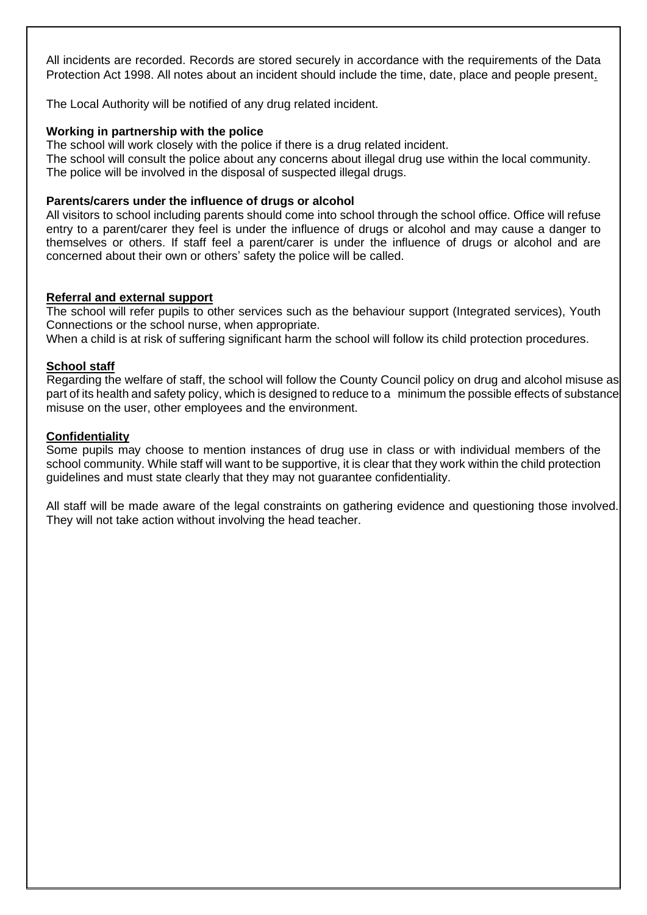All incidents are recorded. Records are stored securely in accordance with the requirements of the Data Protection Act 1998. All notes about an incident should include the time, date, place and people present.

The Local Authority will be notified of any drug related incident.

**Working in partnership with the police**

The school will work closely with the police if there is a drug related incident.
The school will consult the police about any concerns about illegal drug use within the local community.
The police will be involved in the disposal of suspected illegal drugs.

**Parents/carers under the influence of drugs or alcohol**

All visitors to school including parents should come into school through the school office. Office will refuse entry to a parent/carer they feel is under the influence of drugs or alcohol and may cause a danger to themselves or others. If staff feel a parent/carer is under the influence of drugs or alcohol and are concerned about their own or others' safety the police will be called.

**Referral and external support**

The school will refer pupils to other services such as the behaviour support (Integrated services), Youth Connections or the school nurse, when appropriate.
When a child is at risk of suffering significant harm the school will follow its child protection procedures.

**School staff**

Regarding the welfare of staff, the school will follow the County Council policy on drug and alcohol misuse as part of its health and safety policy, which is designed to reduce to a minimum the possible effects of substance misuse on the user, other employees and the environment.

**Confidentiality**

Some pupils may choose to mention instances of drug use in class or with individual members of the school community. While staff will want to be supportive, it is clear that they work within the child protection guidelines and must state clearly that they may not guarantee confidentiality.

All staff will be made aware of the legal constraints on gathering evidence and questioning those involved. They will not take action without involving the head teacher.